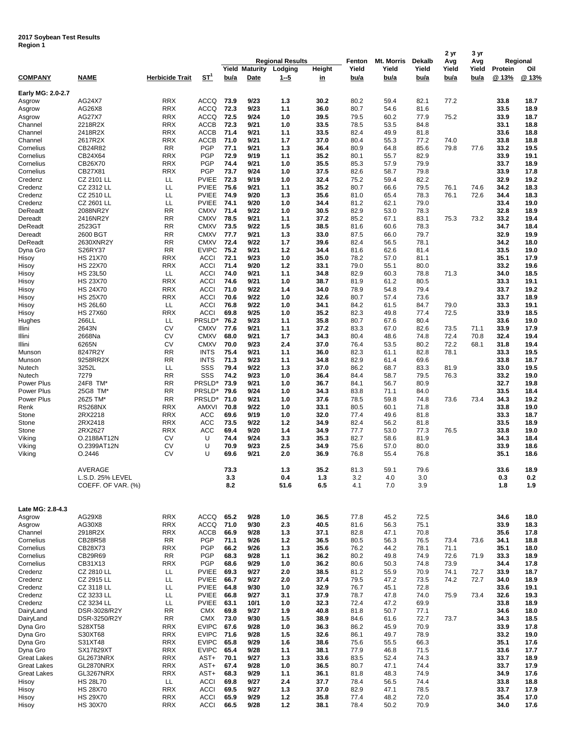**2017 Soybean Test Results**
**Region 1**

| COMPANY | NAME | Herbicide Trait | ST[1] | Regional Results Yield bu/a | Regional Results Maturity Date | Regional Results Lodging 1--5 | Height in | Fenton Yield bu/a | Mt. Morris Yield bu/a | Dekalb Yield bu/a | 2 yr Avg Yield bu/a | 3 yr Avg Yield bu/a | Regional Protein @ 13% | Regional Oil @ 13% |
|---|---|---|---|---|---|---|---|---|---|---|---|---|---|---|
| **Early MG: 2.0-2.7** | | | | | | | | | | | | | | |
| Asgrow | AG24X7 | RRX | ACCQ | 73.9 | 9/23 | 1.3 | 30.2 | 80.2 | 59.4 | 82.1 | 77.2 | | 33.8 | 18.7 |
| Asgrow | AG26X8 | RRX | ACCQ | 72.3 | 9/23 | 1.1 | 36.0 | 80.7 | 54.6 | 81.6 | | | 33.5 | 18.9 |
| Asgrow | AG27X7 | RRX | ACCQ | 72.5 | 9/24 | 1.0 | 39.5 | 79.5 | 60.2 | 77.9 | 75.2 | | 33.9 | 18.7 |
| Channel | 2218R2X | RRX | ACCB | 72.3 | 9/21 | 1.0 | 33.5 | 78.5 | 53.5 | 84.8 | | | 33.1 | 18.8 |
| Channel | 2418R2X | RRX | ACCB | 71.4 | 9/21 | 1.1 | 33.5 | 82.4 | 49.9 | 81.8 | | | 33.6 | 18.8 |
| Channel | 2617R2X | RRX | ACCB | 71.0 | 9/21 | 1.7 | 37.0 | 80.4 | 55.3 | 77.2 | 74.0 | | 33.8 | 18.8 |
| Cornelius | CB24R82 | RR | PGP | 77.1 | 9/21 | 1.3 | 36.4 | 80.9 | 64.8 | 85.6 | 79.8 | 77.6 | 33.2 | 19.5 |
| Cornelius | CB24X64 | RRX | PGP | 72.9 | 9/19 | 1.1 | 35.2 | 80.1 | 55.7 | 82.9 | | | 33.9 | 19.1 |
| Cornelius | CB26X70 | RRX | PGP | 74.4 | 9/21 | 1.0 | 35.5 | 85.3 | 57.9 | 79.9 | | | 33.7 | 18.9 |
| Cornelius | CB27X81 | RRX | PGP | 73.7 | 9/24 | 1.0 | 37.5 | 82.6 | 58.7 | 79.8 | | | 33.9 | 17.8 |
| Credenz | CZ 2101 LL | LL | PVIEE | 72.3 | 9/19 | 1.0 | 32.4 | 75.2 | 59.4 | 82.2 | | | 32.9 | 19.2 |
| Credenz | CZ 2312 LL | LL | PVIEE | 75.6 | 9/21 | 1.1 | 35.2 | 80.7 | 66.6 | 79.5 | 76.1 | 74.6 | 34.2 | 18.3 |
| Credenz | CZ 2510 LL | LL | PVIEE | 74.9 | 9/20 | 1.3 | 35.6 | 81.0 | 65.4 | 78.3 | 76.1 | 72.6 | 34.4 | 18.3 |
| Credenz | CZ 2601 LL | LL | PVIEE | 74.1 | 9/20 | 1.0 | 34.4 | 81.2 | 62.1 | 79.0 | | | 33.4 | 19.0 |
| DeReadt | 2088NR2Y | RR | CMXV | 71.4 | 9/22 | 1.0 | 30.5 | 82.9 | 53.0 | 78.3 | | | 32.8 | 18.9 |
| Dereadt | 2416NR2Y | RR | CMXV | 78.5 | 9/21 | 1.1 | 37.2 | 85.2 | 67.1 | 83.1 | 75.3 | 73.2 | 33.2 | 19.4 |
| DeReadt | 2523GT | RR | CMXV | 73.5 | 9/22 | 1.5 | 38.5 | 81.6 | 60.6 | 78.3 | | | 34.7 | 18.4 |
| Dereadt | 2600 BGT | RR | CMXV | 77.7 | 9/21 | 1.3 | 33.0 | 87.5 | 66.0 | 79.7 | | | 32.9 | 19.9 |
| DeReadt | 2630XNR2Y | RR | CMXV | 72.4 | 9/22 | 1.7 | 39.6 | 82.4 | 56.5 | 78.1 | | | 34.2 | 18.0 |
| Dyna Gro | S26RY37 | RR | EVIPC | 75.2 | 9/21 | 1.2 | 34.4 | 81.6 | 62.6 | 81.4 | | | 33.5 | 19.0 |
| Hisoy | HS 21X70 | RRX | ACCI | 72.1 | 9/23 | 1.0 | 35.0 | 78.2 | 57.0 | 81.1 | | | 35.1 | 17.9 |
| Hisoy | HS 22X70 | RRX | ACCI | 71.4 | 9/20 | 1.2 | 33.1 | 79.0 | 55.1 | 80.0 | | | 33.2 | 19.6 |
| Hisoy | HS 23L50 | LL | ACCI | 74.0 | 9/21 | 1.1 | 34.8 | 82.9 | 60.3 | 78.8 | 71.3 | | 34.0 | 18.5 |
| Hisoy | HS 23X70 | RRX | ACCI | 74.6 | 9/21 | 1.0 | 38.7 | 81.9 | 61.2 | 80.5 | | | 33.3 | 19.1 |
| Hisoy | HS 24X70 | RRX | ACCI | 71.0 | 9/22 | 1.4 | 34.0 | 78.9 | 54.8 | 79.4 | | | 33.7 | 19.2 |
| Hisoy | HS 25X70 | RRX | ACCI | 70.6 | 9/22 | 1.0 | 32.6 | 80.7 | 57.4 | 73.6 | | | 33.7 | 18.9 |
| Hisoy | HS 26L60 | LL | ACCI | 76.8 | 9/22 | 1.0 | 34.1 | 84.2 | 61.5 | 84.7 | 79.0 | | 33.3 | 19.1 |
| Hisoy | HS 27X60 | RRX | ACCI | 69.8 | 9/25 | 1.0 | 35.2 | 82.3 | 49.8 | 77.4 | 72.5 | | 33.9 | 18.5 |
| Hughes | 266LL | LL | PRSLD* | 76.2 | 9/23 | 1.1 | 35.8 | 80.7 | 67.6 | 80.4 | | | 33.6 | 19.0 |
| Illini | 2643N | CV | CMXV | 77.6 | 9/21 | 1.1 | 37.2 | 83.3 | 67.0 | 82.6 | 73.5 | 71.1 | 33.9 | 17.9 |
| Illini | 2668Na | CV | CMXV | 68.0 | 9/21 | 1.7 | 34.3 | 80.4 | 48.6 | 74.8 | 72.4 | 70.8 | 32.4 | 19.4 |
| Illini | 6265N | CV | CMXV | 70.0 | 9/23 | 2.4 | 37.0 | 76.4 | 53.5 | 80.2 | 72.2 | 68.1 | 31.8 | 19.4 |
| Munson | 8247R2Y | RR | INTS | 75.4 | 9/21 | 1.1 | 36.0 | 82.3 | 61.1 | 82.8 | 78.1 | | 33.3 | 19.5 |
| Munson | 9258RR2X | RR | INTS | 71.3 | 9/23 | 1.1 | 34.8 | 82.9 | 61.4 | 69.6 | | | 33.8 | 18.7 |
| Nutech | 3252L | LL | SSS | 79.4 | 9/22 | 1.3 | 37.0 | 86.2 | 68.7 | 83.3 | 81.9 | | 33.0 | 19.5 |
| Nutech | 7279 | RR | SSS | 74.2 | 9/23 | 1.0 | 36.4 | 84.4 | 58.7 | 79.5 | 76.3 | | 33.2 | 19.0 |
| Power Plus | 24F8 TM* | RR | PRSLD* | 73.9 | 9/21 | 1.0 | 36.7 | 84.1 | 56.7 | 80.9 | | | 32.7 | 19.8 |
| Power Plus | 25G8 TM* | RR | PRSLD* | 79.6 | 9/24 | 1.0 | 34.3 | 83.8 | 71.1 | 84.0 | | | 33.5 | 18.4 |
| Power Plus | 26Z5 TM* | RR | PRSLD* | 71.0 | 9/21 | 1.0 | 37.6 | 78.5 | 59.8 | 74.8 | 73.6 | 73.4 | 34.3 | 19.2 |
| Renk | RS268NX | RRX | AMXVI | 70.8 | 9/22 | 1.0 | 33.1 | 80.5 | 60.1 | 71.8 | | | 33.8 | 19.0 |
| Stone | 2RX2218 | RRX | ACC | 69.6 | 9/19 | 1.0 | 32.0 | 77.4 | 49.6 | 81.8 | | | 33.3 | 18.7 |
| Stone | 2RX2418 | RRX | ACC | 73.5 | 9/22 | 1.2 | 34.9 | 82.4 | 56.2 | 81.8 | | | 33.5 | 18.9 |
| Stone | 2RX2627 | RRX | ACC | 69.4 | 9/20 | 1.4 | 34.9 | 77.7 | 53.0 | 77.3 | 76.5 | | 33.8 | 19.0 |
| Viking | O.2188AT12N | CV | U | 74.4 | 9/24 | 3.3 | 35.3 | 82.7 | 58.6 | 81.9 | | | 34.3 | 18.4 |
| Viking | O.2399AT12N | CV | U | 70.9 | 9/23 | 2.5 | 34.9 | 75.6 | 57.0 | 80.0 | | | 33.9 | 18.6 |
| Viking | O.2446 | CV | U | 69.6 | 9/21 | 2.0 | 36.9 | 76.8 | 55.4 | 76.8 | | | 35.1 | 18.6 |
| | AVERAGE | | | 73.3 | | 1.3 | 35.2 | 81.3 | 59.1 | 79.6 | | | 33.6 | 18.9 |
| | L.S.D. 25% LEVEL | | | 3.3 | | 0.4 | 1.3 | 3.2 | 4.0 | 3.0 | | | 0.3 | 0.2 |
| | COEFF. OF VAR. (%) | | | 8.2 | | 51.6 | 6.5 | 4.1 | 7.0 | 3.9 | | | 1.8 | 1.9 |
| **Late MG: 2.8-4.3** | | | | | | | | | | | | | | |
| Asgrow | AG29X8 | RRX | ACCQ | 65.2 | 9/28 | 1.0 | 36.5 | 77.8 | 45.2 | 72.5 | | | 34.6 | 18.0 |
| Asgrow | AG30X8 | RRX | ACCQ | 71.0 | 9/30 | 2.3 | 40.5 | 81.6 | 56.3 | 75.1 | | | 33.9 | 18.3 |
| Channel | 2918R2X | RRX | ACCB | 66.9 | 9/28 | 1.3 | 37.1 | 82.8 | 47.1 | 70.8 | | | 35.6 | 17.8 |
| Cornelius | CB28R58 | RR | PGP | 71.1 | 9/26 | 1.2 | 36.5 | 80.5 | 56.3 | 76.5 | 73.4 | 73.6 | 34.1 | 18.8 |
| Cornelius | CB28X73 | RRX | PGP | 66.2 | 9/26 | 1.3 | 35.6 | 76.2 | 44.2 | 78.1 | 71.1 | | 35.1 | 18.0 |
| Cornelius | CB29R69 | RR | PGP | 68.3 | 9/28 | 1.1 | 36.2 | 80.2 | 49.8 | 74.9 | 72.6 | 71.9 | 33.3 | 18.9 |
| Cornelius | CB31X13 | RRX | PGP | 68.6 | 9/29 | 1.0 | 36.2 | 80.6 | 50.3 | 74.8 | 73.9 | | 34.4 | 17.8 |
| Credenz | CZ 2810 LL | LL | PVIEE | 69.3 | 9/27 | 2.0 | 38.5 | 81.2 | 55.9 | 70.9 | 74.1 | 72.7 | 33.9 | 18.7 |
| Credenz | CZ 2915 LL | LL | PVIEE | 66.7 | 9/27 | 2.0 | 37.4 | 79.5 | 47.2 | 73.5 | 74.2 | 72.7 | 34.0 | 18.9 |
| Credenz | CZ 3118 LL | LL | PVIEE | 64.8 | 9/30 | 1.0 | 32.9 | 76.7 | 45.1 | 72.8 | | | 33.6 | 19.1 |
| Credenz | CZ 3233 LL | LL | PVIEE | 66.8 | 9/27 | 3.1 | 37.9 | 78.7 | 47.8 | 74.0 | 75.9 | 73.4 | 32.6 | 19.3 |
| Credenz | CZ 3234 LL | LL | PVIEE | 63.1 | 10/1 | 1.0 | 32.3 | 72.4 | 47.2 | 69.9 | | | 33.8 | 18.9 |
| DairyLand | DSR-3028/R2Y | RR | CMX | 69.8 | 9/27 | 1.9 | 40.8 | 81.8 | 50.7 | 77.1 | | | 34.6 | 18.0 |
| DairyLand | DSR-3250/R2Y | RR | CMX | 73.0 | 9/30 | 1.5 | 38.9 | 84.6 | 61.6 | 72.7 | 73.7 | | 34.3 | 18.5 |
| Dyna Gro | S28XT58 | RRX | EVIPC | 67.6 | 9/28 | 1.0 | 36.3 | 86.2 | 45.9 | 70.9 | | | 33.9 | 17.8 |
| Dyna Gro | S30XT68 | RRX | EVIPC | 71.6 | 9/28 | 1.5 | 32.6 | 86.1 | 49.7 | 78.9 | | | 33.2 | 19.0 |
| Dyna Gro | S31XT48 | RRX | EVIPC | 65.8 | 9/29 | 1.6 | 38.6 | 75.6 | 55.5 | 66.3 | | | 35.1 | 17.6 |
| Dyna Gro | SX17829XT | RRX | EVIPC | 65.4 | 9/28 | 1.1 | 38.1 | 77.9 | 46.8 | 71.5 | | | 33.6 | 17.7 |
| Great Lakes | GL2673NRX | RRX | AST+ | 70.1 | 9/27 | 1.3 | 33.6 | 83.5 | 52.4 | 74.3 | | | 33.7 | 18.9 |
| Great Lakes | GL2870NRX | RRX | AST+ | 67.4 | 9/28 | 1.0 | 36.5 | 80.7 | 47.1 | 74.4 | | | 33.7 | 17.9 |
| Great Lakes | GL3267NRX | RRX | AST+ | 68.3 | 9/29 | 1.1 | 36.1 | 81.8 | 48.3 | 74.9 | | | 34.9 | 17.6 |
| Hisoy | HS 28L70 | LL | ACCI | 69.8 | 9/27 | 2.4 | 37.7 | 78.4 | 56.5 | 74.4 | | | 33.8 | 18.8 |
| Hisoy | HS 28X70 | RRX | ACCI | 69.5 | 9/27 | 1.3 | 37.0 | 82.9 | 47.1 | 78.5 | | | 33.7 | 17.9 |
| Hisoy | HS 29X70 | RRX | ACCI | 65.9 | 9/29 | 1.2 | 35.8 | 77.4 | 48.2 | 72.0 | | | 35.4 | 17.0 |
| Hisoy | HS 30X70 | RRX | ACCI | 66.5 | 9/28 | 1.2 | 38.1 | 78.4 | 50.2 | 70.9 | | | 34.0 | 17.6 |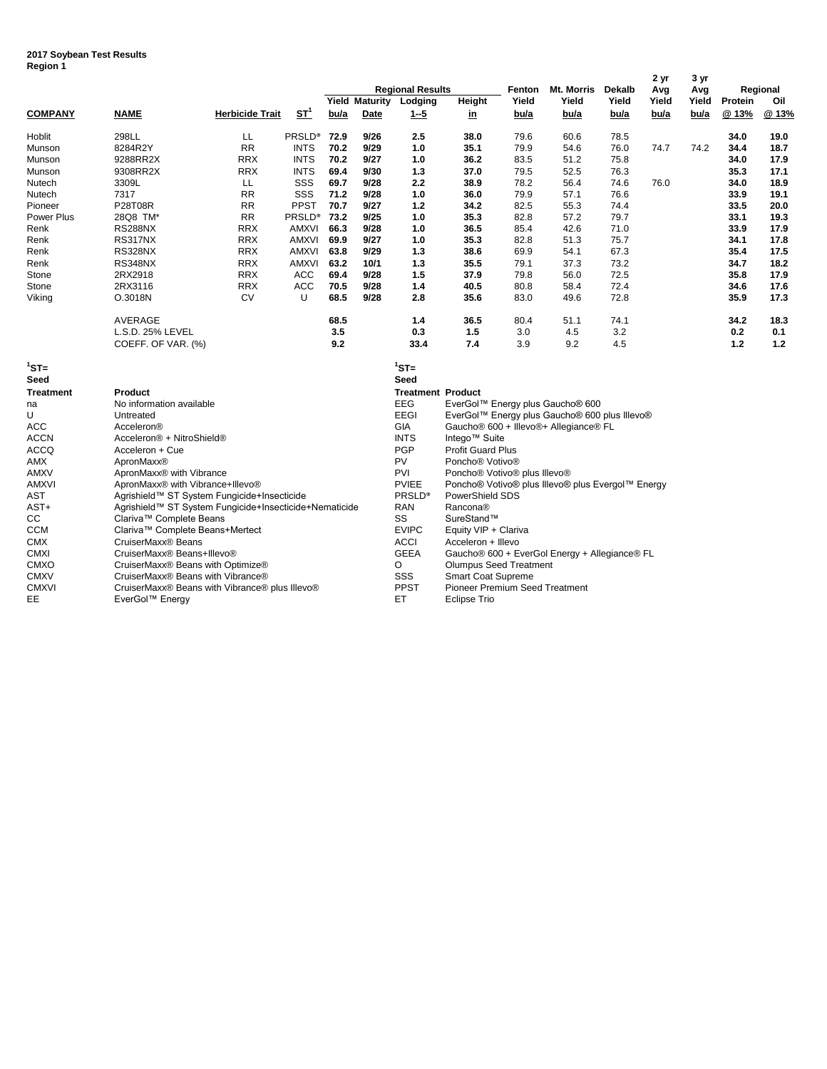**2017 Soybean Test Results**
**Region 1**

| COMPANY | NAME | Herbicide Trait | ST[1] | Regional Results Yield bu/a | Regional Results Maturity Date | Regional Results Lodging 1--5 | Regional Results Height in | Fenton Yield bu/a | Mt. Morris Yield bu/a | Dekalb Yield bu/a | 2 yr Avg Yield bu/a | 3 yr Avg Yield bu/a | Regional Protein @ 13% | Regional Oil @ 13% |
|---|---|---|---|---|---|---|---|---|---|---|---|---|---|---|
| Hoblit | 298LL | LL | PRSLD* | 72.9 | 9/26 | 2.5 | 38.0 | 79.6 | 60.6 | 78.5 | | | 34.0 | 19.0 |
| Munson | 8284R2Y | RR | INTS | 70.2 | 9/29 | 1.0 | 35.1 | 79.9 | 54.6 | 76.0 | 74.7 | 74.2 | 34.4 | 18.7 |
| Munson | 9288RR2X | RRX | INTS | 70.2 | 9/27 | 1.0 | 36.2 | 83.5 | 51.2 | 75.8 | | | 34.0 | 17.9 |
| Munson | 9308RR2X | RRX | INTS | 69.4 | 9/30 | 1.3 | 37.0 | 79.5 | 52.5 | 76.3 | | | 35.3 | 17.1 |
| Nutech | 3309L | LL | SSS | 69.7 | 9/28 | 2.2 | 38.9 | 78.2 | 56.4 | 74.6 | 76.0 | | 34.0 | 18.9 |
| Nutech | 7317 | RR | SSS | 71.2 | 9/28 | 1.0 | 36.0 | 79.9 | 57.1 | 76.6 | | | 33.9 | 19.1 |
| Pioneer | P28T08R | RR | PPST | 70.7 | 9/27 | 1.2 | 34.2 | 82.5 | 55.3 | 74.4 | | | 33.5 | 20.0 |
| Power Plus | 28Q8 TM* | RR | PRSLD* | 73.2 | 9/25 | 1.0 | 35.3 | 82.8 | 57.2 | 79.7 | | | 33.1 | 19.3 |
| Renk | RS288NX | RRX | AMXVI | 66.3 | 9/28 | 1.0 | 36.5 | 85.4 | 42.6 | 71.0 | | | 33.9 | 17.9 |
| Renk | RS317NX | RRX | AMXVI | 69.9 | 9/27 | 1.0 | 35.3 | 82.8 | 51.3 | 75.7 | | | 34.1 | 17.8 |
| Renk | RS328NX | RRX | AMXVI | 63.8 | 9/29 | 1.3 | 38.6 | 69.9 | 54.1 | 67.3 | | | 35.4 | 17.5 |
| Renk | RS348NX | RRX | AMXVI | 63.2 | 10/1 | 1.3 | 35.5 | 79.1 | 37.3 | 73.2 | | | 34.7 | 18.2 |
| Stone | 2RX2918 | RRX | ACC | 69.4 | 9/28 | 1.5 | 37.9 | 79.8 | 56.0 | 72.5 | | | 35.8 | 17.9 |
| Stone | 2RX3116 | RRX | ACC | 70.5 | 9/28 | 1.4 | 40.5 | 80.8 | 58.4 | 72.4 | | | 34.6 | 17.6 |
| Viking | O.3018N | CV | U | 68.5 | 9/28 | 2.8 | 35.6 | 83.0 | 49.6 | 72.8 | | | 35.9 | 17.3 |
| | AVERAGE | | | 68.5 | | 1.4 | 36.5 | 80.4 | 51.1 | 74.1 | | | 34.2 | 18.3 |
| | L.S.D. 25% LEVEL | | | 3.5 | | 0.3 | 1.5 | 3.0 | 4.5 | 3.2 | | | 0.2 | 0.1 |
| | COEFF. OF VAR. (%) | | | 9.2 | | 33.4 | 7.4 | 3.9 | 9.2 | 4.5 | | | 1.2 | 1.2 |

[1]ST= Seed Treatment

| Seed Treatment | Product |
|---|---|
| na | No information available |
| U | Untreated |
| ACC | Acceleron® |
| ACCN | Acceleron® + NitroShield® |
| ACCQ | Acceleron + Cue |
| AMX | ApronMaxx® |
| AMXV | ApronMaxx® with Vibrance |
| AMXVI | ApronMaxx® with Vibrance+Illevo® |
| AST | Agrishield™ ST System Fungicide+Insecticide |
| AST+ | Agrishield™ ST System Fungicide+Insecticide+Nematicide |
| CC | Clariva™ Complete Beans |
| CCM | Clariva™ Complete Beans+Mertect |
| CMX | CruiserMaxx® Beans |
| CMXI | CruiserMaxx® Beans+Illevo® |
| CMXO | CruiserMaxx® Beans with Optimize® |
| CMXV | CruiserMaxx® Beans with Vibrance® |
| CMXVI | CruiserMaxx® Beans with Vibrance® plus Illevo® |
| EE | EverGol™ Energy |
| EEG | EverGol™ Energy plus Gaucho® 600 |
| EEGI | EverGol™ Energy plus Gaucho® 600 plus Illevo® |
| GIA | Gaucho® 600 + Illevo®+ Allegiance® FL |
| INTS | Intego™ Suite |
| PGP | Profit Guard Plus |
| PV | Poncho® Votivo® |
| PVI | Poncho® Votivo® plus Illevo® |
| PVIEE | Poncho® Votivo® plus Illevo® plus Evergol™ Energy |
| PRSLD* | PowerShield SDS |
| RAN | Rancona® |
| SS | SureStand™ |
| EVIPC | Equity VIP + Clariva |
| ACCI | Acceleron + Illevo |
| GEEA | Gaucho® 600 + EverGol Energy + Allegiance® FL |
| O | Olumpus Seed Treatment |
| SSS | Smart Coat Supreme |
| PPST | Pioneer Premium Seed Treatment |
| ET | Eclipse Trio |